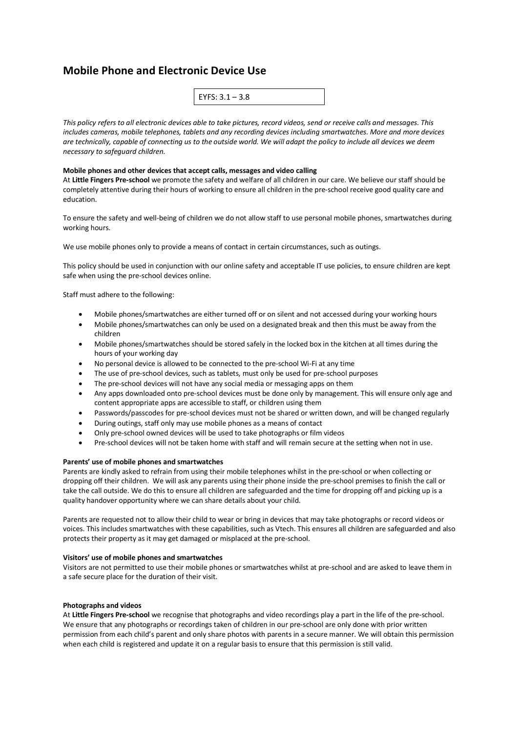# Mobile Phone and Electronic Device Use

EYFS: 3.1 – 3.8

*This policy refers to all electronic devices able to take pictures, record videos, send or receive calls and messages. This includes cameras, mobile telephones, tablets and any recording devices including smartwatches. More and more devices are technically, capable of connecting us to the outside world. We will adapt the policy to include all devices we deem necessary to safeguard children.*

**Mobile phones and other devices that accept calls, messages and video calling**

At **Little Fingers Pre-school** we promote the safety and welfare of all children in our care. We believe our staff should be completely attentive during their hours of working to ensure all children in the pre-school receive good quality care and education.

To ensure the safety and well-being of children we do not allow staff to use personal mobile phones, smartwatches during working hours.

We use mobile phones only to provide a means of contact in certain circumstances, such as outings.

This policy should be used in conjunction with our online safety and acceptable IT use policies, to ensure children are kept safe when using the pre-school devices online.

Staff must adhere to the following:

- Mobile phones/smartwatches are either turned off or on silent and not accessed during your working hours
- Mobile phones/smartwatches can only be used on a designated break and then this must be away from the children
- Mobile phones/smartwatches should be stored safely in the locked box in the kitchen at all times during the hours of your working day
- No personal device is allowed to be connected to the pre-school Wi-Fi at any time
- The use of pre-school devices, such as tablets, must only be used for pre-school purposes
- The pre-school devices will not have any social media or messaging apps on them
- Any apps downloaded onto pre-school devices must be done only by management. This will ensure only age and content appropriate apps are accessible to staff, or children using them
- Passwords/passcodes for pre-school devices must not be shared or written down, and will be changed regularly
- During outings, staff only may use mobile phones as a means of contact
- Only pre-school owned devices will be used to take photographs or film videos
- Pre-school devices will not be taken home with staff and will remain secure at the setting when not in use.

**Parents' use of mobile phones and smartwatches**

Parents are kindly asked to refrain from using their mobile telephones whilst in the pre-school or when collecting or dropping off their children. We will ask any parents using their phone inside the pre-school premises to finish the call or take the call outside. We do this to ensure all children are safeguarded and the time for dropping off and picking up is a quality handover opportunity where we can share details about your child.

Parents are requested not to allow their child to wear or bring in devices that may take photographs or record videos or voices. This includes smartwatches with these capabilities, such as Vtech. This ensures all children are safeguarded and also protects their property as it may get damaged or misplaced at the pre-school.

**Visitors' use of mobile phones and smartwatches**

Visitors are not permitted to use their mobile phones or smartwatches whilst at pre-school and are asked to leave them in a safe secure place for the duration of their visit.

**Photographs and videos**

At **Little Fingers Pre-school** we recognise that photographs and video recordings play a part in the life of the pre-school. We ensure that any photographs or recordings taken of children in our pre-school are only done with prior written permission from each child's parent and only share photos with parents in a secure manner. We will obtain this permission when each child is registered and update it on a regular basis to ensure that this permission is still valid.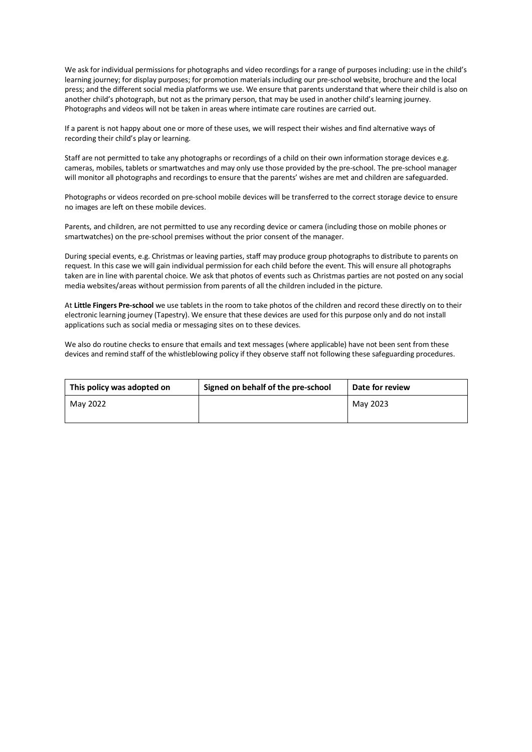We ask for individual permissions for photographs and video recordings for a range of purposes including: use in the child's learning journey; for display purposes; for promotion materials including our pre-school website, brochure and the local press; and the different social media platforms we use. We ensure that parents understand that where their child is also on another child's photograph, but not as the primary person, that may be used in another child's learning journey. Photographs and videos will not be taken in areas where intimate care routines are carried out.

If a parent is not happy about one or more of these uses, we will respect their wishes and find alternative ways of recording their child's play or learning.

Staff are not permitted to take any photographs or recordings of a child on their own information storage devices e.g. cameras, mobiles, tablets or smartwatches and may only use those provided by the pre-school. The pre-school manager will monitor all photographs and recordings to ensure that the parents' wishes are met and children are safeguarded.

Photographs or videos recorded on pre-school mobile devices will be transferred to the correct storage device to ensure no images are left on these mobile devices.

Parents, and children, are not permitted to use any recording device or camera (including those on mobile phones or smartwatches) on the pre-school premises without the prior consent of the manager.

During special events, e.g. Christmas or leaving parties, staff may produce group photographs to distribute to parents on request. In this case we will gain individual permission for each child before the event. This will ensure all photographs taken are in line with parental choice. We ask that photos of events such as Christmas parties are not posted on any social media websites/areas without permission from parents of all the children included in the picture.

At **Little Fingers Pre-school** we use tablets in the room to take photos of the children and record these directly on to their electronic learning journey (Tapestry). We ensure that these devices are used for this purpose only and do not install applications such as social media or messaging sites on to these devices.

We also do routine checks to ensure that emails and text messages (where applicable) have not been sent from these devices and remind staff of the whistleblowing policy if they observe staff not following these safeguarding procedures.

| This policy was adopted on | Signed on behalf of the pre-school | Date for review |
| --- | --- | --- |
| May 2022 | | May 2023 |